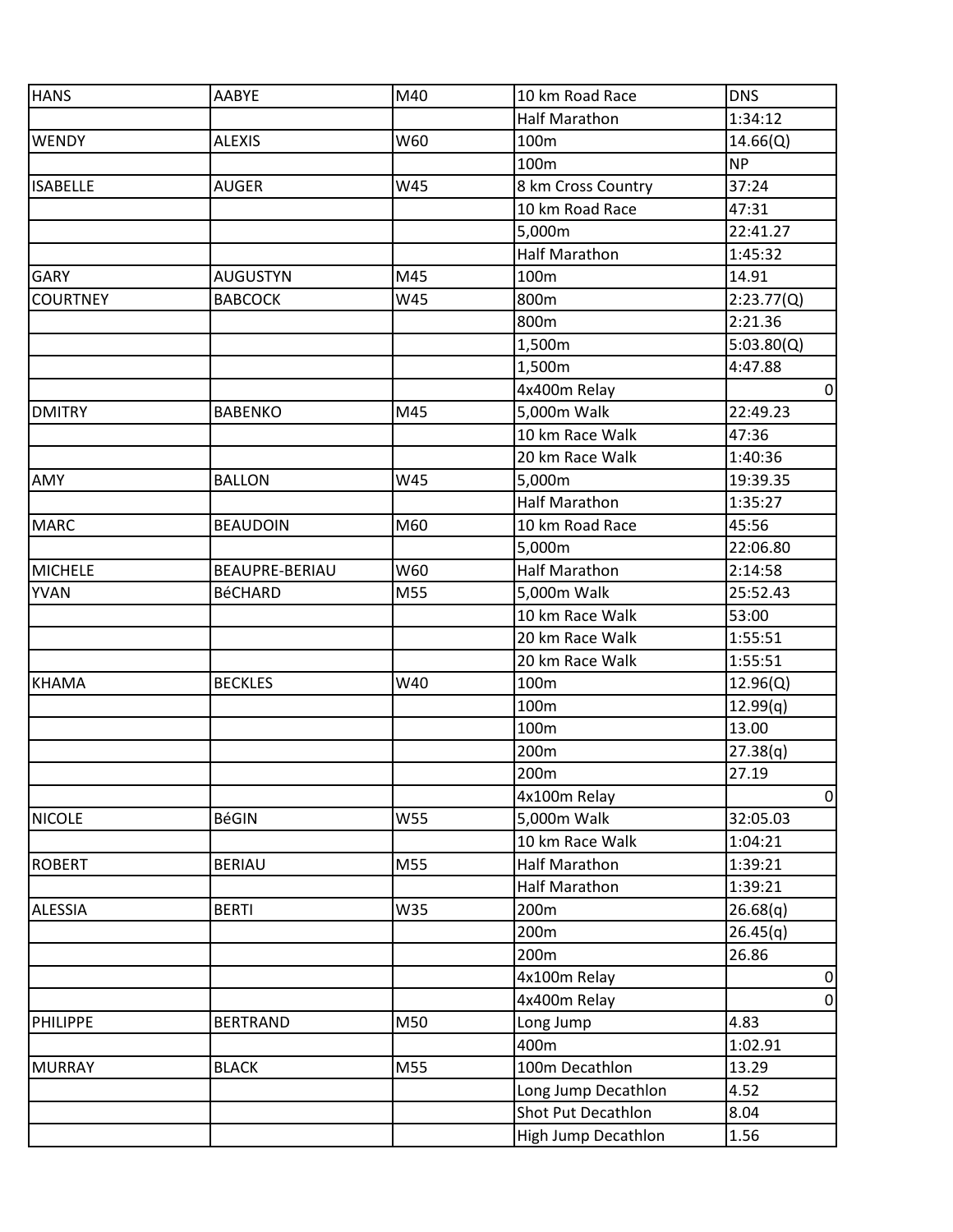| HANS | AABYE | M40 | 10 km Road Race | DNS |
|---|---|---|---|---|
| | | | Half Marathon | 1:34:12 |
| WENDY | ALEXIS | W60 | 100m | 14.66(Q) |
| | | | 100m | NP |
| ISABELLE | AUGER | W45 | 8 km Cross Country | 37:24 |
| | | | 10 km Road Race | 47:31 |
| | | | 5,000m | 22:41.27 |
| | | | Half Marathon | 1:45:32 |
| GARY | AUGUSTYN | M45 | 100m | 14.91 |
| COURTNEY | BABCOCK | W45 | 800m | 2:23.77(Q) |
| | | | 800m | 2:21.36 |
| | | | 1,500m | 5:03.80(Q) |
| | | | 1,500m | 4:47.88 |
| | | | 4x400m Relay | 0 |
| DMITRY | BABENKO | M45 | 5,000m Walk | 22:49.23 |
| | | | 10 km Race Walk | 47:36 |
| | | | 20 km Race Walk | 1:40:36 |
| AMY | BALLON | W45 | 5,000m | 19:39.35 |
| | | | Half Marathon | 1:35:27 |
| MARC | BEAUDOIN | M60 | 10 km Road Race | 45:56 |
| | | | 5,000m | 22:06.80 |
| MICHELE | BEAUPRE-BERIAU | W60 | Half Marathon | 2:14:58 |
| YVAN | BéCHARD | M55 | 5,000m Walk | 25:52.43 |
| | | | 10 km Race Walk | 53:00 |
| | | | 20 km Race Walk | 1:55:51 |
| | | | 20 km Race Walk | 1:55:51 |
| KHAMA | BECKLES | W40 | 100m | 12.96(Q) |
| | | | 100m | 12.99(q) |
| | | | 100m | 13.00 |
| | | | 200m | 27.38(q) |
| | | | 200m | 27.19 |
| | | | 4x100m Relay | 0 |
| NICOLE | BéGIN | W55 | 5,000m Walk | 32:05.03 |
| | | | 10 km Race Walk | 1:04:21 |
| ROBERT | BERIAU | M55 | Half Marathon | 1:39:21 |
| | | | Half Marathon | 1:39:21 |
| ALESSIA | BERTI | W35 | 200m | 26.68(q) |
| | | | 200m | 26.45(q) |
| | | | 200m | 26.86 |
| | | | 4x100m Relay | 0 |
| | | | 4x400m Relay | 0 |
| PHILIPPE | BERTRAND | M50 | Long Jump | 4.83 |
| | | | 400m | 1:02.91 |
| MURRAY | BLACK | M55 | 100m Decathlon | 13.29 |
| | | | Long Jump Decathlon | 4.52 |
| | | | Shot Put Decathlon | 8.04 |
| | | | High Jump Decathlon | 1.56 |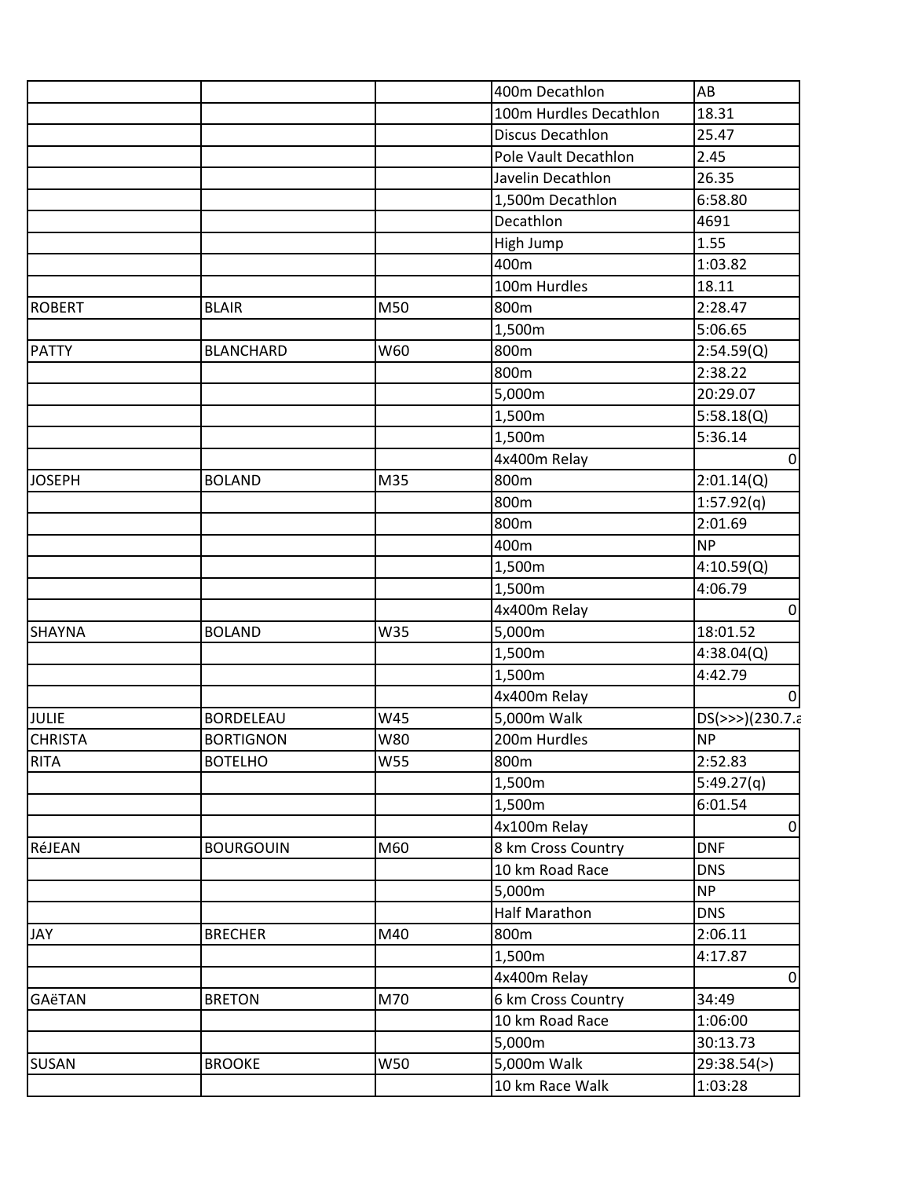| | | | | |
|---|---|---|---|---|
| | | | 400m Decathlon | AB |
| | | | 100m Hurdles Decathlon | 18.31 |
| | | | Discus Decathlon | 25.47 |
| | | | Pole Vault Decathlon | 2.45 |
| | | | Javelin Decathlon | 26.35 |
| | | | 1,500m Decathlon | 6:58.80 |
| | | | Decathlon | 4691 |
| | | | High Jump | 1.55 |
| | | | 400m | 1:03.82 |
| | | | 100m Hurdles | 18.11 |
| ROBERT | BLAIR | M50 | 800m | 2:28.47 |
| | | | 1,500m | 5:06.65 |
| PATTY | BLANCHARD | W60 | 800m | 2:54.59(Q) |
| | | | 800m | 2:38.22 |
| | | | 5,000m | 20:29.07 |
| | | | 1,500m | 5:58.18(Q) |
| | | | 1,500m | 5:36.14 |
| | | | 4x400m Relay | 0 |
| JOSEPH | BOLAND | M35 | 800m | 2:01.14(Q) |
| | | | 800m | 1:57.92(q) |
| | | | 800m | 2:01.69 |
| | | | 400m | NP |
| | | | 1,500m | 4:10.59(Q) |
| | | | 1,500m | 4:06.79 |
| | | | 4x400m Relay | 0 |
| SHAYNA | BOLAND | W35 | 5,000m | 18:01.52 |
| | | | 1,500m | 4:38.04(Q) |
| | | | 1,500m | 4:42.79 |
| | | | 4x400m Relay | 0 |
| JULIE | BORDELEAU | W45 | 5,000m Walk | DS(>>>)(230.7.a |
| CHRISTA | BORTIGNON | W80 | 200m Hurdles | NP |
| RITA | BOTELHO | W55 | 800m | 2:52.83 |
| | | | 1,500m | 5:49.27(q) |
| | | | 1,500m | 6:01.54 |
| | | | 4x100m Relay | 0 |
| RéJEAN | BOURGOUIN | M60 | 8 km Cross Country | DNF |
| | | | 10 km Road Race | DNS |
| | | | 5,000m | NP |
| | | | Half Marathon | DNS |
| JAY | BRECHER | M40 | 800m | 2:06.11 |
| | | | 1,500m | 4:17.87 |
| | | | 4x400m Relay | 0 |
| GAëTAN | BRETON | M70 | 6 km Cross Country | 34:49 |
| | | | 10 km Road Race | 1:06:00 |
| | | | 5,000m | 30:13.73 |
| SUSAN | BROOKE | W50 | 5,000m Walk | 29:38.54(>) |
| | | | 10 km Race Walk | 1:03:28 |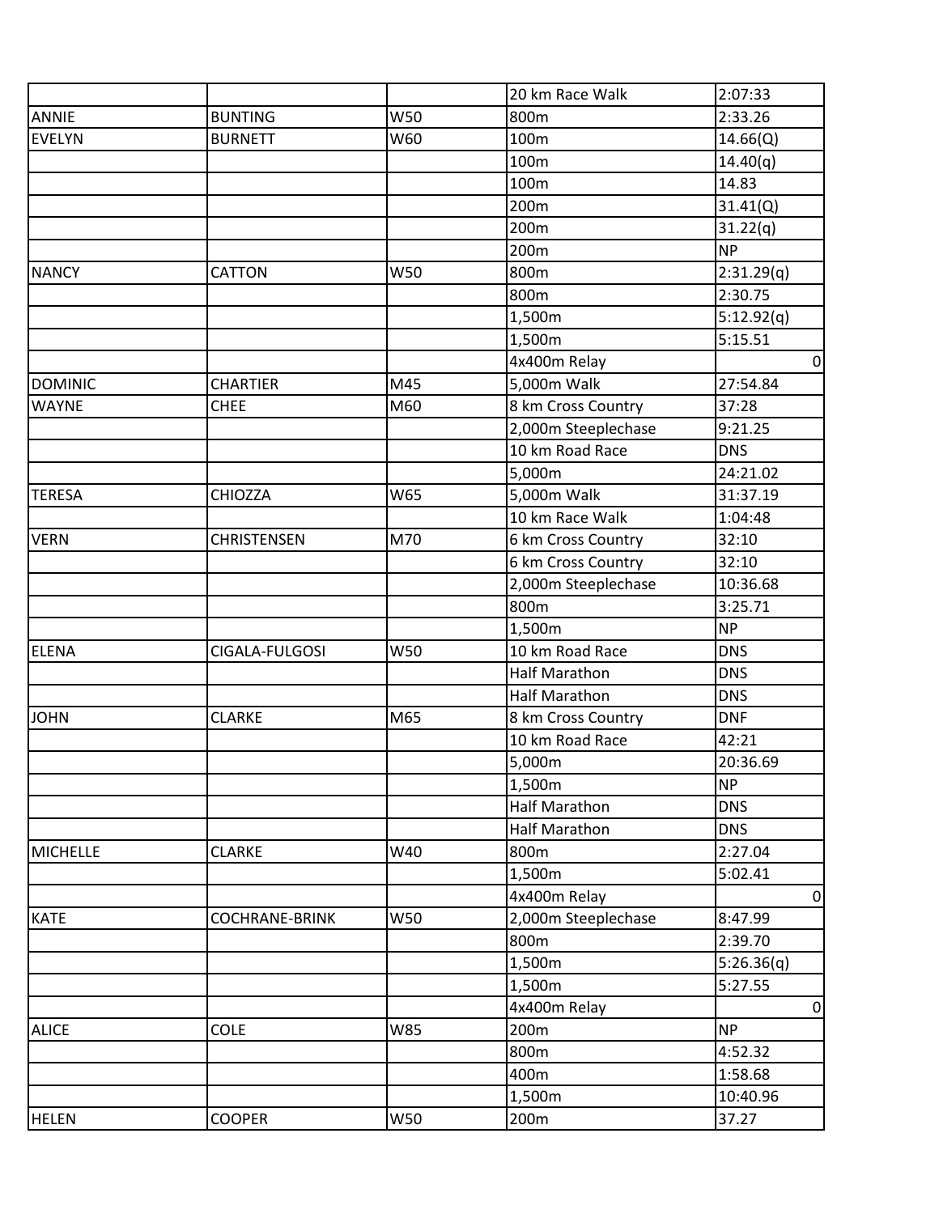| | | | | |
|---|---|---|---|---|
| | | | 20 km Race Walk | 2:07:33 |
| ANNIE | BUNTING | W50 | 800m | 2:33.26 |
| EVELYN | BURNETT | W60 | 100m | 14.66(Q) |
| | | | 100m | 14.40(q) |
| | | | 100m | 14.83 |
| | | | 200m | 31.41(Q) |
| | | | 200m | 31.22(q) |
| | | | 200m | NP |
| NANCY | CATTON | W50 | 800m | 2:31.29(q) |
| | | | 800m | 2:30.75 |
| | | | 1,500m | 5:12.92(q) |
| | | | 1,500m | 5:15.51 |
| | | | 4x400m Relay | 0 |
| DOMINIC | CHARTIER | M45 | 5,000m Walk | 27:54.84 |
| WAYNE | CHEE | M60 | 8 km Cross Country | 37:28 |
| | | | 2,000m Steeplechase | 9:21.25 |
| | | | 10 km Road Race | DNS |
| | | | 5,000m | 24:21.02 |
| TERESA | CHIOZZA | W65 | 5,000m Walk | 31:37.19 |
| | | | 10 km Race Walk | 1:04:48 |
| VERN | CHRISTENSEN | M70 | 6 km Cross Country | 32:10 |
| | | | 6 km Cross Country | 32:10 |
| | | | 2,000m Steeplechase | 10:36.68 |
| | | | 800m | 3:25.71 |
| | | | 1,500m | NP |
| ELENA | CIGALA-FULGOSI | W50 | 10 km Road Race | DNS |
| | | | Half Marathon | DNS |
| | | | Half Marathon | DNS |
| JOHN | CLARKE | M65 | 8 km Cross Country | DNF |
| | | | 10 km Road Race | 42:21 |
| | | | 5,000m | 20:36.69 |
| | | | 1,500m | NP |
| | | | Half Marathon | DNS |
| | | | Half Marathon | DNS |
| MICHELLE | CLARKE | W40 | 800m | 2:27.04 |
| | | | 1,500m | 5:02.41 |
| | | | 4x400m Relay | 0 |
| KATE | COCHRANE-BRINK | W50 | 2,000m Steeplechase | 8:47.99 |
| | | | 800m | 2:39.70 |
| | | | 1,500m | 5:26.36(q) |
| | | | 1,500m | 5:27.55 |
| | | | 4x400m Relay | 0 |
| ALICE | COLE | W85 | 200m | NP |
| | | | 800m | 4:52.32 |
| | | | 400m | 1:58.68 |
| | | | 1,500m | 10:40.96 |
| HELEN | COOPER | W50 | 200m | 37.27 |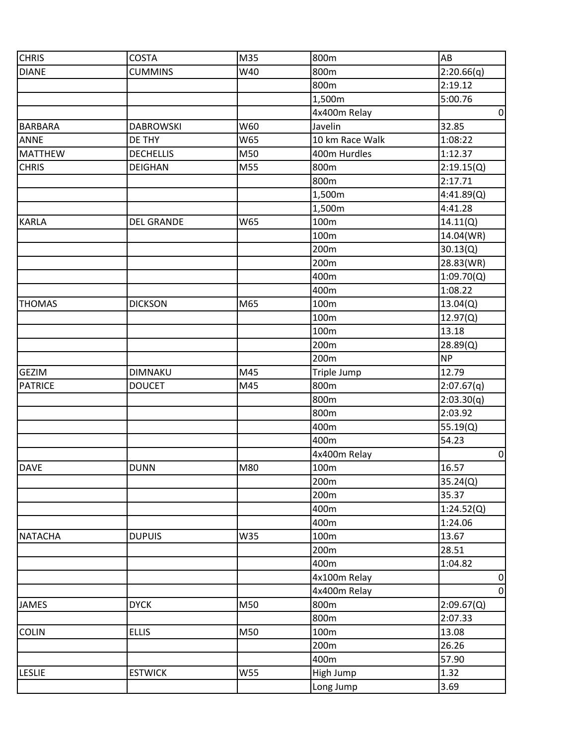| | | | | |
|---|---|---|---|---|
| CHRIS | COSTA | M35 | 800m | AB |
| DIANE | CUMMINS | W40 | 800m | 2:20.66(q) |
| | | | 800m | 2:19.12 |
| | | | 1,500m | 5:00.76 |
| | | | 4x400m Relay | 0 |
| BARBARA | DABROWSKI | W60 | Javelin | 32.85 |
| ANNE | DE THY | W65 | 10 km Race Walk | 1:08:22 |
| MATTHEW | DECHELLIS | M50 | 400m Hurdles | 1:12.37 |
| CHRIS | DEIGHAN | M55 | 800m | 2:19.15(Q) |
| | | | 800m | 2:17.71 |
| | | | 1,500m | 4:41.89(Q) |
| | | | 1,500m | 4:41.28 |
| KARLA | DEL GRANDE | W65 | 100m | 14.11(Q) |
| | | | 100m | 14.04(WR) |
| | | | 200m | 30.13(Q) |
| | | | 200m | 28.83(WR) |
| | | | 400m | 1:09.70(Q) |
| | | | 400m | 1:08.22 |
| THOMAS | DICKSON | M65 | 100m | 13.04(Q) |
| | | | 100m | 12.97(Q) |
| | | | 100m | 13.18 |
| | | | 200m | 28.89(Q) |
| | | | 200m | NP |
| GEZIM | DIMNAKU | M45 | Triple Jump | 12.79 |
| PATRICE | DOUCET | M45 | 800m | 2:07.67(q) |
| | | | 800m | 2:03.30(q) |
| | | | 800m | 2:03.92 |
| | | | 400m | 55.19(Q) |
| | | | 400m | 54.23 |
| | | | 4x400m Relay | 0 |
| DAVE | DUNN | M80 | 100m | 16.57 |
| | | | 200m | 35.24(Q) |
| | | | 200m | 35.37 |
| | | | 400m | 1:24.52(Q) |
| | | | 400m | 1:24.06 |
| NATACHA | DUPUIS | W35 | 100m | 13.67 |
| | | | 200m | 28.51 |
| | | | 400m | 1:04.82 |
| | | | 4x100m Relay | 0 |
| | | | 4x400m Relay | 0 |
| JAMES | DYCK | M50 | 800m | 2:09.67(Q) |
| | | | 800m | 2:07.33 |
| COLIN | ELLIS | M50 | 100m | 13.08 |
| | | | 200m | 26.26 |
| | | | 400m | 57.90 |
| LESLIE | ESTWICK | W55 | High Jump | 1.32 |
| | | | Long Jump | 3.69 |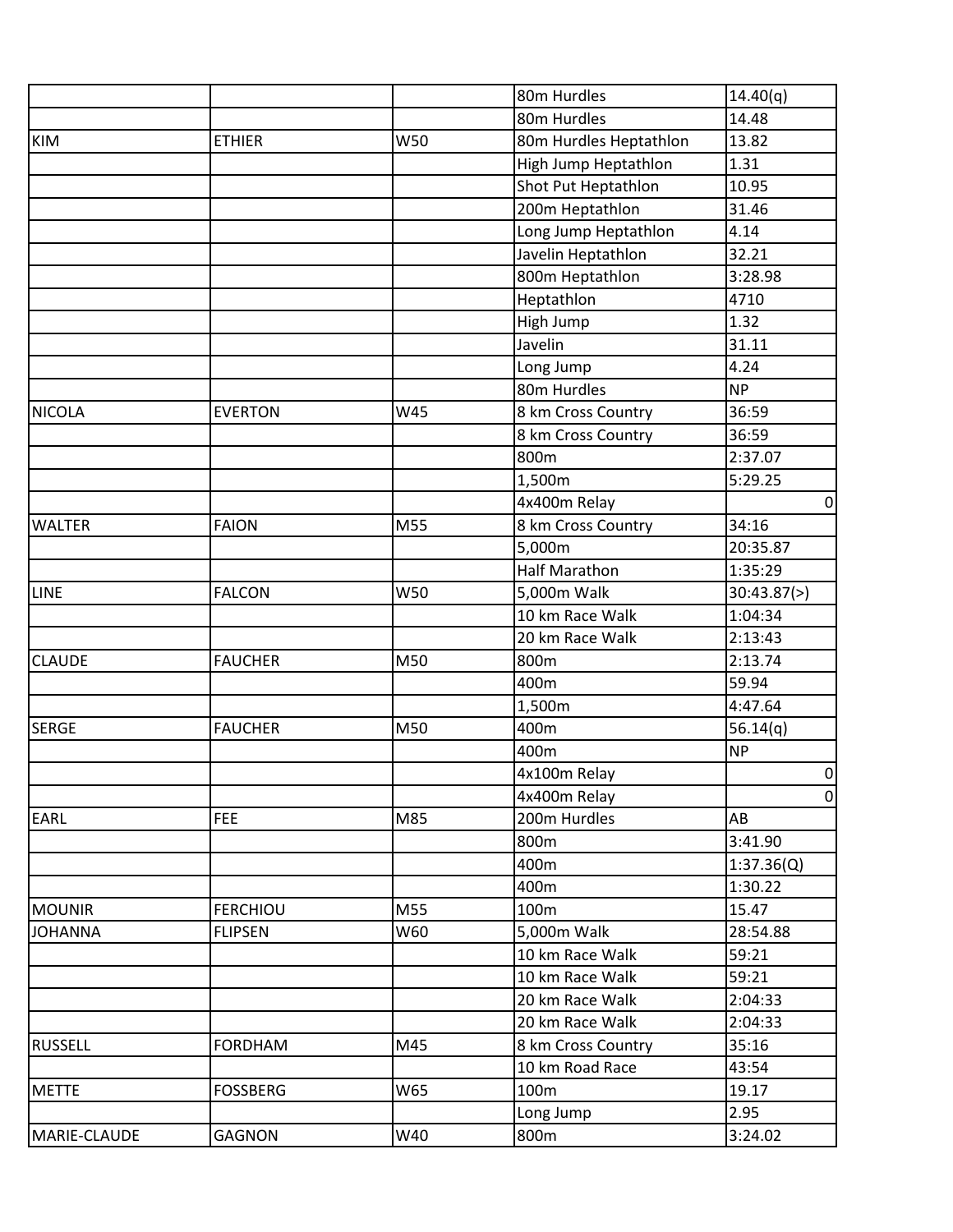| | | | | |
|---|---|---|---|---|
| | | | 80m Hurdles | 14.40(q) |
| | | | 80m Hurdles | 14.48 |
| KIM | ETHIER | W50 | 80m Hurdles Heptathlon | 13.82 |
| | | | High Jump Heptathlon | 1.31 |
| | | | Shot Put Heptathlon | 10.95 |
| | | | 200m Heptathlon | 31.46 |
| | | | Long Jump Heptathlon | 4.14 |
| | | | Javelin Heptathlon | 32.21 |
| | | | 800m Heptathlon | 3:28.98 |
| | | | Heptathlon | 4710 |
| | | | High Jump | 1.32 |
| | | | Javelin | 31.11 |
| | | | Long Jump | 4.24 |
| | | | 80m Hurdles | NP |
| NICOLA | EVERTON | W45 | 8 km Cross Country | 36:59 |
| | | | 8 km Cross Country | 36:59 |
| | | | 800m | 2:37.07 |
| | | | 1,500m | 5:29.25 |
| | | | 4x400m Relay | 0 |
| WALTER | FAION | M55 | 8 km Cross Country | 34:16 |
| | | | 5,000m | 20:35.87 |
| | | | Half Marathon | 1:35:29 |
| LINE | FALCON | W50 | 5,000m Walk | 30:43.87(>) |
| | | | 10 km Race Walk | 1:04:34 |
| | | | 20 km Race Walk | 2:13:43 |
| CLAUDE | FAUCHER | M50 | 800m | 2:13.74 |
| | | | 400m | 59.94 |
| | | | 1,500m | 4:47.64 |
| SERGE | FAUCHER | M50 | 400m | 56.14(q) |
| | | | 400m | NP |
| | | | 4x100m Relay | 0 |
| | | | 4x400m Relay | 0 |
| EARL | FEE | M85 | 200m Hurdles | AB |
| | | | 800m | 3:41.90 |
| | | | 400m | 1:37.36(Q) |
| | | | 400m | 1:30.22 |
| MOUNIR | FERCHIOU | M55 | 100m | 15.47 |
| JOHANNA | FLIPSEN | W60 | 5,000m Walk | 28:54.88 |
| | | | 10 km Race Walk | 59:21 |
| | | | 10 km Race Walk | 59:21 |
| | | | 20 km Race Walk | 2:04:33 |
| | | | 20 km Race Walk | 2:04:33 |
| RUSSELL | FORDHAM | M45 | 8 km Cross Country | 35:16 |
| | | | 10 km Road Race | 43:54 |
| METTE | FOSSBERG | W65 | 100m | 19.17 |
| | | | Long Jump | 2.95 |
| MARIE-CLAUDE | GAGNON | W40 | 800m | 3:24.02 |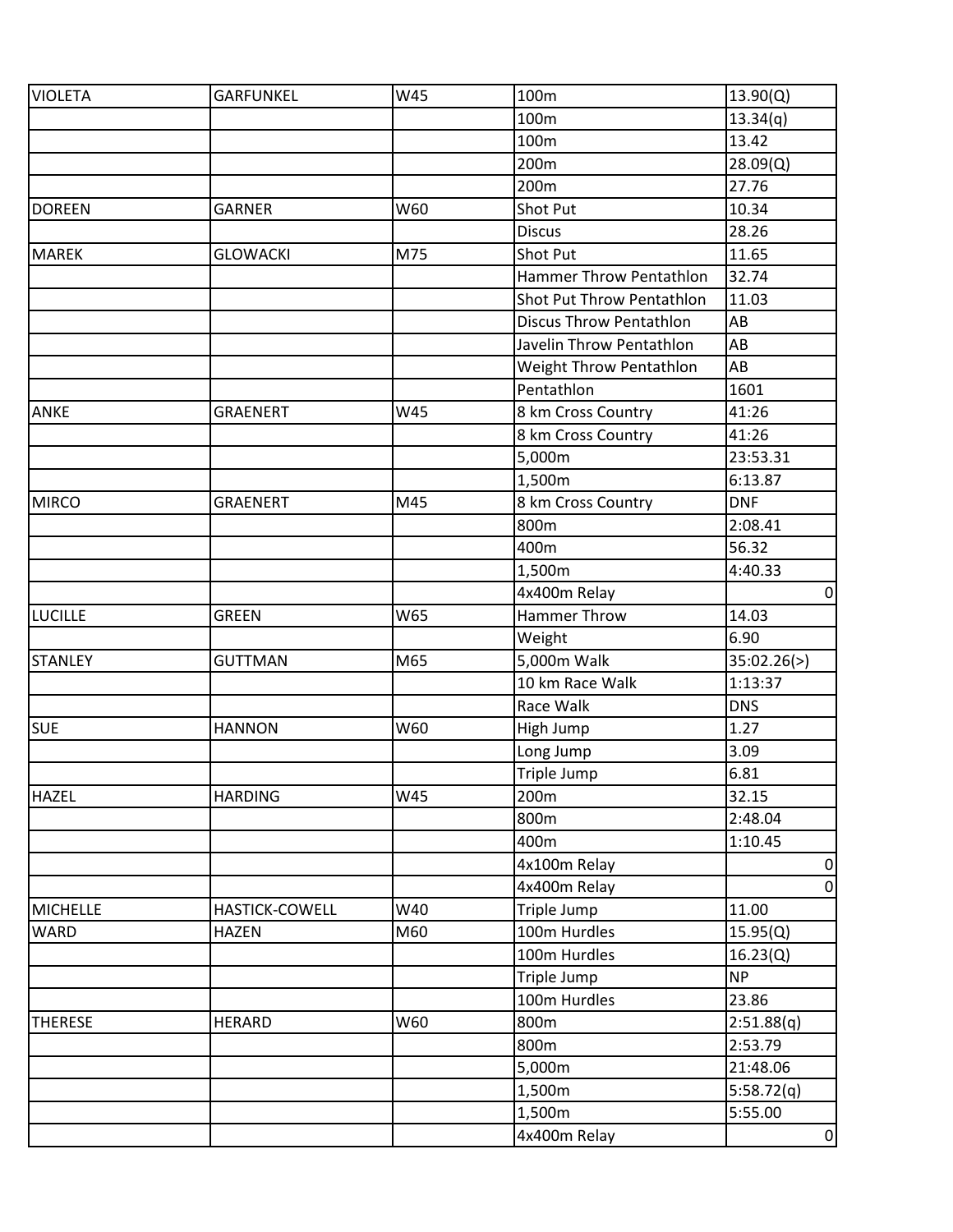| | | | | |
|---|---|---|---|---|
| VIOLETA | GARFUNKEL | W45 | 100m | 13.90(Q) |
| | | | 100m | 13.34(q) |
| | | | 100m | 13.42 |
| | | | 200m | 28.09(Q) |
| | | | 200m | 27.76 |
| DOREEN | GARNER | W60 | Shot Put | 10.34 |
| | | | Discus | 28.26 |
| MAREK | GLOWACKI | M75 | Shot Put | 11.65 |
| | | | Hammer Throw Pentathlon | 32.74 |
| | | | Shot Put Throw Pentathlon | 11.03 |
| | | | Discus Throw Pentathlon | AB |
| | | | Javelin Throw Pentathlon | AB |
| | | | Weight Throw Pentathlon | AB |
| | | | Pentathlon | 1601 |
| ANKE | GRAENERT | W45 | 8 km Cross Country | 41:26 |
| | | | 8 km Cross Country | 41:26 |
| | | | 5,000m | 23:53.31 |
| | | | 1,500m | 6:13.87 |
| MIRCO | GRAENERT | M45 | 8 km Cross Country | DNF |
| | | | 800m | 2:08.41 |
| | | | 400m | 56.32 |
| | | | 1,500m | 4:40.33 |
| | | | 4x400m Relay | 0 |
| LUCILLE | GREEN | W65 | Hammer Throw | 14.03 |
| | | | Weight | 6.90 |
| STANLEY | GUTTMAN | M65 | 5,000m Walk | 35:02.26(>) |
| | | | 10 km Race Walk | 1:13:37 |
| | | | Race Walk | DNS |
| SUE | HANNON | W60 | High Jump | 1.27 |
| | | | Long Jump | 3.09 |
| | | | Triple Jump | 6.81 |
| HAZEL | HARDING | W45 | 200m | 32.15 |
| | | | 800m | 2:48.04 |
| | | | 400m | 1:10.45 |
| | | | 4x100m Relay | 0 |
| | | | 4x400m Relay | 0 |
| MICHELLE | HASTICK-COWELL | W40 | Triple Jump | 11.00 |
| WARD | HAZEN | M60 | 100m Hurdles | 15.95(Q) |
| | | | 100m Hurdles | 16.23(Q) |
| | | | Triple Jump | NP |
| | | | 100m Hurdles | 23.86 |
| THERESE | HERARD | W60 | 800m | 2:51.88(q) |
| | | | 800m | 2:53.79 |
| | | | 5,000m | 21:48.06 |
| | | | 1,500m | 5:58.72(q) |
| | | | 1,500m | 5:55.00 |
| | | | 4x400m Relay | 0 |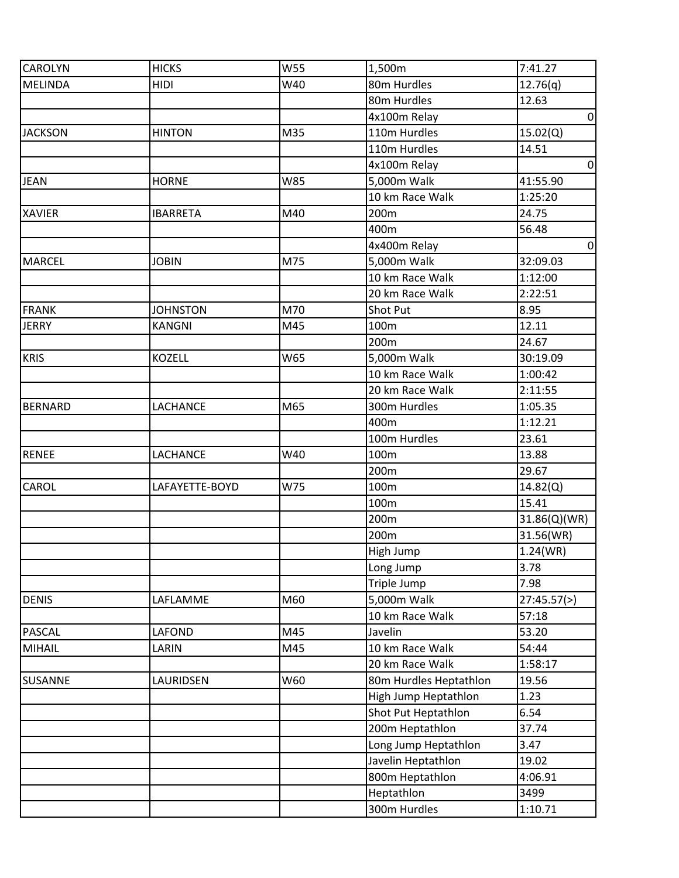| CAROLYN | HICKS | W55 | 1,500m | 7:41.27 |
|---|---|---|---|---|
| MELINDA | HIDI | W40 | 80m Hurdles | 12.76(q) |
| | | | 80m Hurdles | 12.63 |
| | | | 4x100m Relay | 0 |
| JACKSON | HINTON | M35 | 110m Hurdles | 15.02(Q) |
| | | | 110m Hurdles | 14.51 |
| | | | 4x100m Relay | 0 |
| JEAN | HORNE | W85 | 5,000m Walk | 41:55.90 |
| | | | 10 km Race Walk | 1:25:20 |
| XAVIER | IBARRETA | M40 | 200m | 24.75 |
| | | | 400m | 56.48 |
| | | | 4x400m Relay | 0 |
| MARCEL | JOBIN | M75 | 5,000m Walk | 32:09.03 |
| | | | 10 km Race Walk | 1:12:00 |
| | | | 20 km Race Walk | 2:22:51 |
| FRANK | JOHNSTON | M70 | Shot Put | 8.95 |
| JERRY | KANGNI | M45 | 100m | 12.11 |
| | | | 200m | 24.67 |
| KRIS | KOZELL | W65 | 5,000m Walk | 30:19.09 |
| | | | 10 km Race Walk | 1:00:42 |
| | | | 20 km Race Walk | 2:11:55 |
| BERNARD | LACHANCE | M65 | 300m Hurdles | 1:05.35 |
| | | | 400m | 1:12.21 |
| | | | 100m Hurdles | 23.61 |
| RENEE | LACHANCE | W40 | 100m | 13.88 |
| | | | 200m | 29.67 |
| CAROL | LAFAYETTE-BOYD | W75 | 100m | 14.82(Q) |
| | | | 100m | 15.41 |
| | | | 200m | 31.86(Q)(WR) |
| | | | 200m | 31.56(WR) |
| | | | High Jump | 1.24(WR) |
| | | | Long Jump | 3.78 |
| | | | Triple Jump | 7.98 |
| DENIS | LAFLAMME | M60 | 5,000m Walk | 27:45.57(>) |
| | | | 10 km Race Walk | 57:18 |
| PASCAL | LAFOND | M45 | Javelin | 53.20 |
| MIHAIL | LARIN | M45 | 10 km Race Walk | 54:44 |
| | | | 20 km Race Walk | 1:58:17 |
| SUSANNE | LAURIDSEN | W60 | 80m Hurdles Heptathlon | 19.56 |
| | | | High Jump Heptathlon | 1.23 |
| | | | Shot Put Heptathlon | 6.54 |
| | | | 200m Heptathlon | 37.74 |
| | | | Long Jump Heptathlon | 3.47 |
| | | | Javelin Heptathlon | 19.02 |
| | | | 800m Heptathlon | 4:06.91 |
| | | | Heptathlon | 3499 |
| | | | 300m Hurdles | 1:10.71 |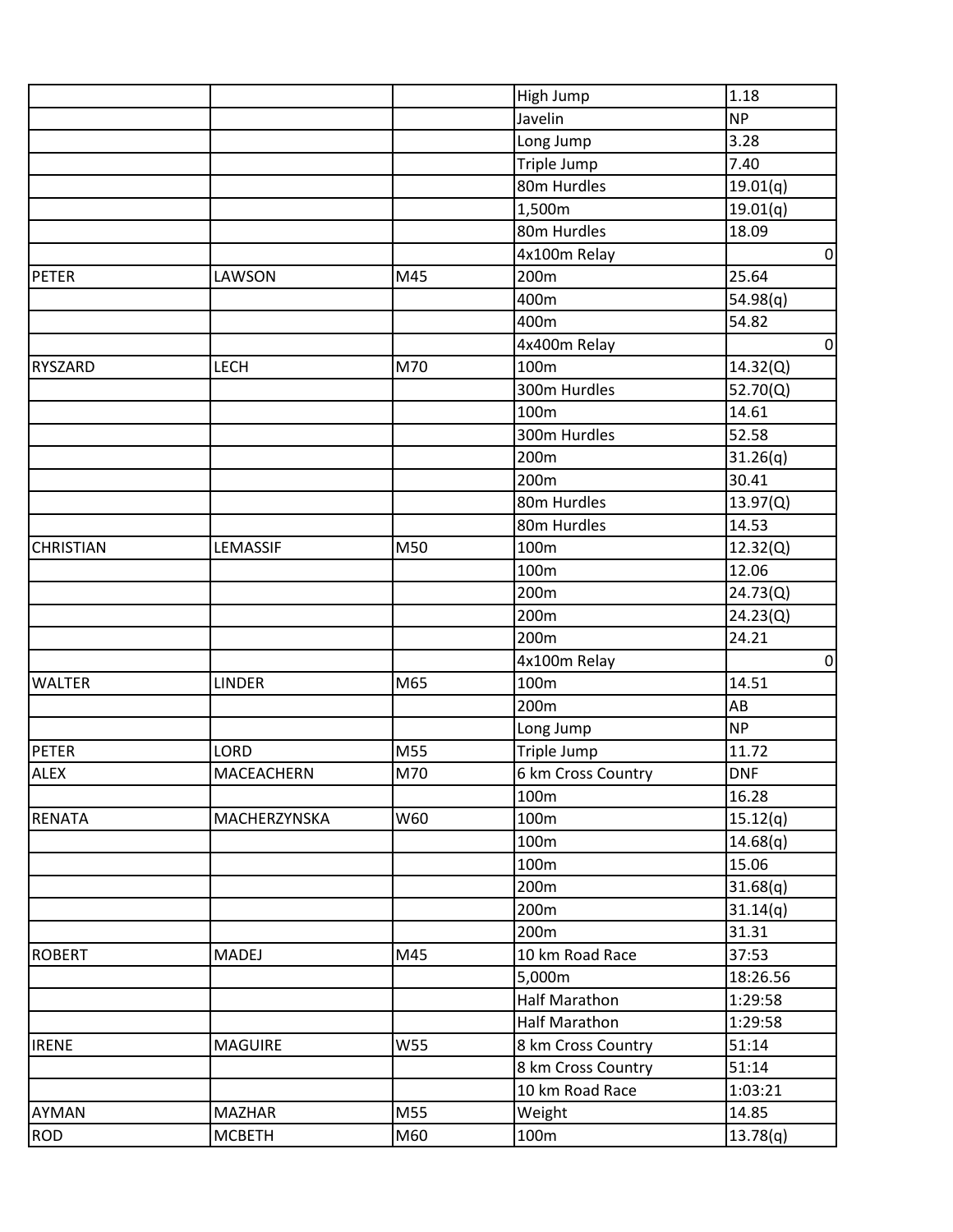| | | | | |
|---|---|---|---|---|
| | | | High Jump | 1.18 |
| | | | Javelin | NP |
| | | | Long Jump | 3.28 |
| | | | Triple Jump | 7.40 |
| | | | 80m Hurdles | 19.01(q) |
| | | | 1,500m | 19.01(q) |
| | | | 80m Hurdles | 18.09 |
| | | | 4x100m Relay | 0 |
| PETER | LAWSON | M45 | 200m | 25.64 |
| | | | 400m | 54.98(q) |
| | | | 400m | 54.82 |
| | | | 4x400m Relay | 0 |
| RYSZARD | LECH | M70 | 100m | 14.32(Q) |
| | | | 300m Hurdles | 52.70(Q) |
| | | | 100m | 14.61 |
| | | | 300m Hurdles | 52.58 |
| | | | 200m | 31.26(q) |
| | | | 200m | 30.41 |
| | | | 80m Hurdles | 13.97(Q) |
| | | | 80m Hurdles | 14.53 |
| CHRISTIAN | LEMASSIF | M50 | 100m | 12.32(Q) |
| | | | 100m | 12.06 |
| | | | 200m | 24.73(Q) |
| | | | 200m | 24.23(Q) |
| | | | 200m | 24.21 |
| | | | 4x100m Relay | 0 |
| WALTER | LINDER | M65 | 100m | 14.51 |
| | | | 200m | AB |
| | | | Long Jump | NP |
| PETER | LORD | M55 | Triple Jump | 11.72 |
| ALEX | MACEACHERN | M70 | 6 km Cross Country | DNF |
| | | | 100m | 16.28 |
| RENATA | MACHERZYNSKA | W60 | 100m | 15.12(q) |
| | | | 100m | 14.68(q) |
| | | | 100m | 15.06 |
| | | | 200m | 31.68(q) |
| | | | 200m | 31.14(q) |
| | | | 200m | 31.31 |
| ROBERT | MADEJ | M45 | 10 km Road Race | 37:53 |
| | | | 5,000m | 18:26.56 |
| | | | Half Marathon | 1:29:58 |
| | | | Half Marathon | 1:29:58 |
| IRENE | MAGUIRE | W55 | 8 km Cross Country | 51:14 |
| | | | 8 km Cross Country | 51:14 |
| | | | 10 km Road Race | 1:03:21 |
| AYMAN | MAZHAR | M55 | Weight | 14.85 |
| ROD | MCBETH | M60 | 100m | 13.78(q) |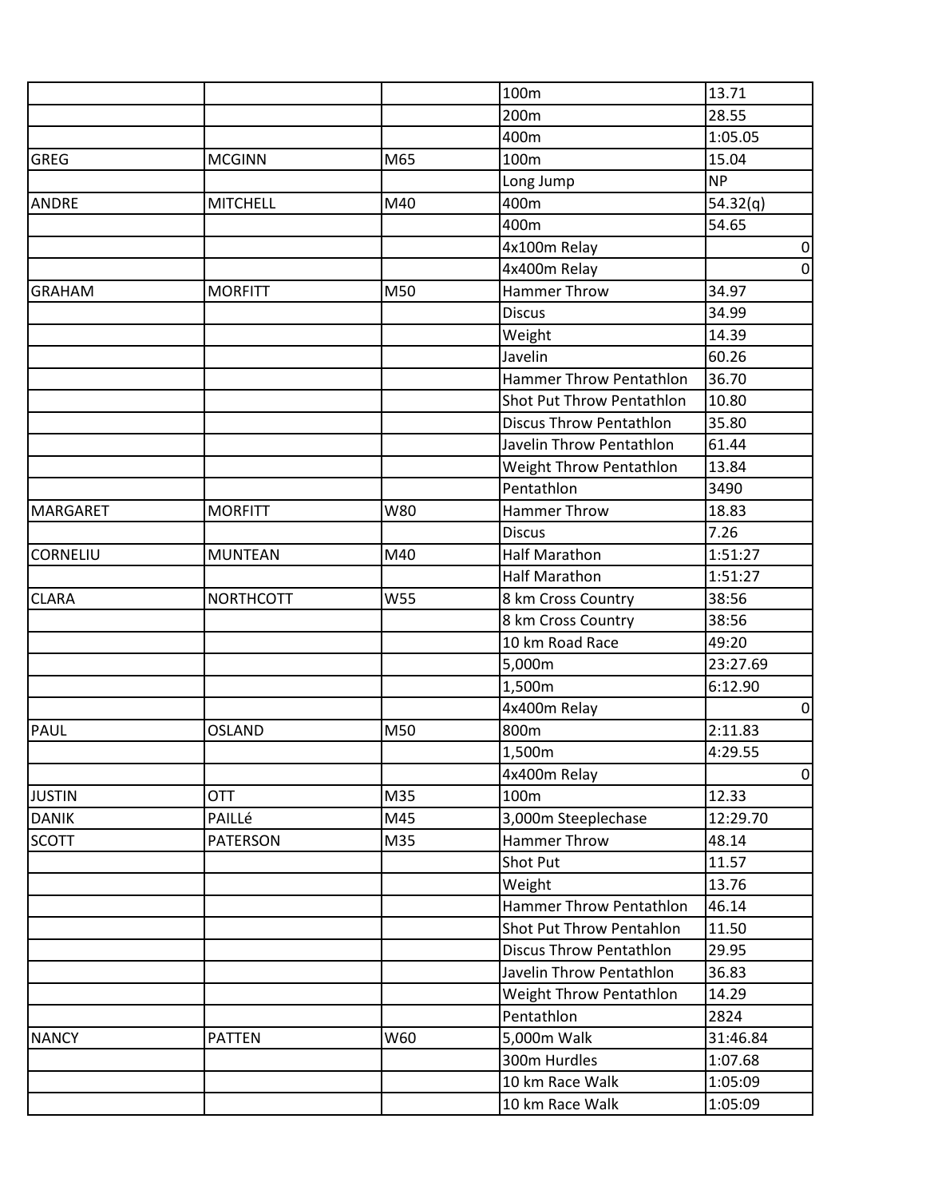| | | | | |
|---|---|---|---|---|
| | | | 100m | 13.71 |
| | | | 200m | 28.55 |
| | | | 400m | 1:05.05 |
| GREG | MCGINN | M65 | 100m | 15.04 |
| | | | Long Jump | NP |
| ANDRE | MITCHELL | M40 | 400m | 54.32(q) |
| | | | 400m | 54.65 |
| | | | 4x100m Relay | 0 |
| | | | 4x400m Relay | 0 |
| GRAHAM | MORFITT | M50 | Hammer Throw | 34.97 |
| | | | Discus | 34.99 |
| | | | Weight | 14.39 |
| | | | Javelin | 60.26 |
| | | | Hammer Throw Pentathlon | 36.70 |
| | | | Shot Put Throw Pentathlon | 10.80 |
| | | | Discus Throw Pentathlon | 35.80 |
| | | | Javelin Throw Pentathlon | 61.44 |
| | | | Weight Throw Pentathlon | 13.84 |
| | | | Pentathlon | 3490 |
| MARGARET | MORFITT | W80 | Hammer Throw | 18.83 |
| | | | Discus | 7.26 |
| CORNELIU | MUNTEAN | M40 | Half Marathon | 1:51:27 |
| | | | Half Marathon | 1:51:27 |
| CLARA | NORTHCOTT | W55 | 8 km Cross Country | 38:56 |
| | | | 8 km Cross Country | 38:56 |
| | | | 10 km Road Race | 49:20 |
| | | | 5,000m | 23:27.69 |
| | | | 1,500m | 6:12.90 |
| | | | 4x400m Relay | 0 |
| PAUL | OSLAND | M50 | 800m | 2:11.83 |
| | | | 1,500m | 4:29.55 |
| | | | 4x400m Relay | 0 |
| JUSTIN | OTT | M35 | 100m | 12.33 |
| DANIK | PAILLé | M45 | 3,000m Steeplechase | 12:29.70 |
| SCOTT | PATERSON | M35 | Hammer Throw | 48.14 |
| | | | Shot Put | 11.57 |
| | | | Weight | 13.76 |
| | | | Hammer Throw Pentathlon | 46.14 |
| | | | Shot Put Throw Pentahlon | 11.50 |
| | | | Discus Throw Pentathlon | 29.95 |
| | | | Javelin Throw Pentathlon | 36.83 |
| | | | Weight Throw Pentathlon | 14.29 |
| | | | Pentathlon | 2824 |
| NANCY | PATTEN | W60 | 5,000m Walk | 31:46.84 |
| | | | 300m Hurdles | 1:07.68 |
| | | | 10 km Race Walk | 1:05:09 |
| | | | 10 km Race Walk | 1:05:09 |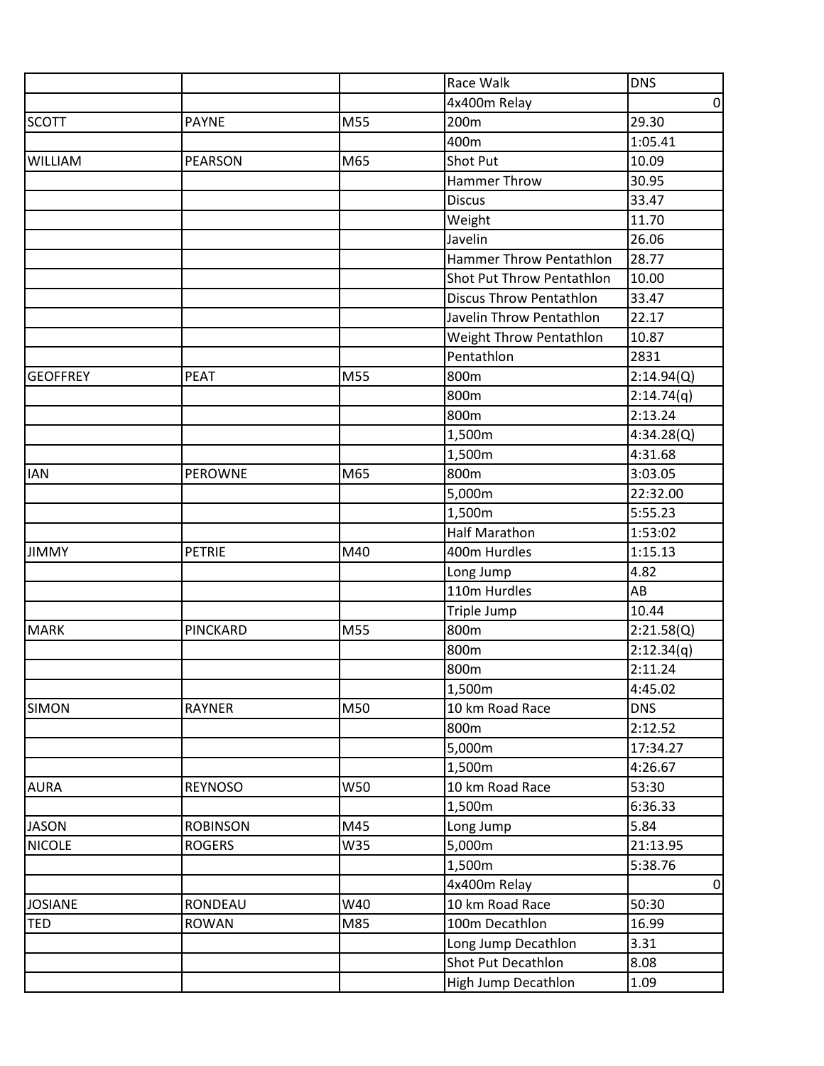| | | | | |
|---|---|---|---|---|
| | | | Race Walk | DNS |
| | | | 4x400m Relay | 0 |
| SCOTT | PAYNE | M55 | 200m | 29.30 |
| | | | 400m | 1:05.41 |
| WILLIAM | PEARSON | M65 | Shot Put | 10.09 |
| | | | Hammer Throw | 30.95 |
| | | | Discus | 33.47 |
| | | | Weight | 11.70 |
| | | | Javelin | 26.06 |
| | | | Hammer Throw Pentathlon | 28.77 |
| | | | Shot Put Throw Pentathlon | 10.00 |
| | | | Discus Throw Pentathlon | 33.47 |
| | | | Javelin Throw Pentathlon | 22.17 |
| | | | Weight Throw Pentathlon | 10.87 |
| | | | Pentathlon | 2831 |
| GEOFFREY | PEAT | M55 | 800m | 2:14.94(Q) |
| | | | 800m | 2:14.74(q) |
| | | | 800m | 2:13.24 |
| | | | 1,500m | 4:34.28(Q) |
| | | | 1,500m | 4:31.68 |
| IAN | PEROWNE | M65 | 800m | 3:03.05 |
| | | | 5,000m | 22:32.00 |
| | | | 1,500m | 5:55.23 |
| | | | Half Marathon | 1:53:02 |
| JIMMY | PETRIE | M40 | 400m Hurdles | 1:15.13 |
| | | | Long Jump | 4.82 |
| | | | 110m Hurdles | AB |
| | | | Triple Jump | 10.44 |
| MARK | PINCKARD | M55 | 800m | 2:21.58(Q) |
| | | | 800m | 2:12.34(q) |
| | | | 800m | 2:11.24 |
| | | | 1,500m | 4:45.02 |
| SIMON | RAYNER | M50 | 10 km Road Race | DNS |
| | | | 800m | 2:12.52 |
| | | | 5,000m | 17:34.27 |
| | | | 1,500m | 4:26.67 |
| AURA | REYNOSO | W50 | 10 km Road Race | 53:30 |
| | | | 1,500m | 6:36.33 |
| JASON | ROBINSON | M45 | Long Jump | 5.84 |
| NICOLE | ROGERS | W35 | 5,000m | 21:13.95 |
| | | | 1,500m | 5:38.76 |
| | | | 4x400m Relay | 0 |
| JOSIANE | RONDEAU | W40 | 10 km Road Race | 50:30 |
| TED | ROWAN | M85 | 100m Decathlon | 16.99 |
| | | | Long Jump Decathlon | 3.31 |
| | | | Shot Put Decathlon | 8.08 |
| | | | High Jump Decathlon | 1.09 |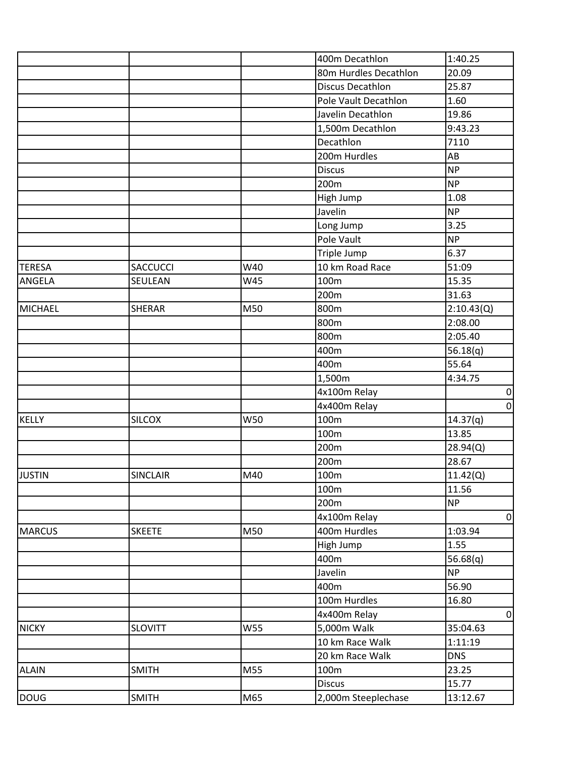| | | | | |
|---|---|---|---|---|
| | | | 400m Decathlon | 1:40.25 |
| | | | 80m Hurdles Decathlon | 20.09 |
| | | | Discus Decathlon | 25.87 |
| | | | Pole Vault Decathlon | 1.60 |
| | | | Javelin Decathlon | 19.86 |
| | | | 1,500m Decathlon | 9:43.23 |
| | | | Decathlon | 7110 |
| | | | 200m Hurdles | AB |
| | | | Discus | NP |
| | | | 200m | NP |
| | | | High Jump | 1.08 |
| | | | Javelin | NP |
| | | | Long Jump | 3.25 |
| | | | Pole Vault | NP |
| | | | Triple Jump | 6.37 |
| TERESA | SACCUCCI | W40 | 10 km Road Race | 51:09 |
| ANGELA | SEULEAN | W45 | 100m | 15.35 |
| | | | 200m | 31.63 |
| MICHAEL | SHERAR | M50 | 800m | 2:10.43(Q) |
| | | | 800m | 2:08.00 |
| | | | 800m | 2:05.40 |
| | | | 400m | 56.18(q) |
| | | | 400m | 55.64 |
| | | | 1,500m | 4:34.75 |
| | | | 4x100m Relay | 0 |
| | | | 4x400m Relay | 0 |
| KELLY | SILCOX | W50 | 100m | 14.37(q) |
| | | | 100m | 13.85 |
| | | | 200m | 28.94(Q) |
| | | | 200m | 28.67 |
| JUSTIN | SINCLAIR | M40 | 100m | 11.42(Q) |
| | | | 100m | 11.56 |
| | | | 200m | NP |
| | | | 4x100m Relay | 0 |
| MARCUS | SKEETE | M50 | 400m Hurdles | 1:03.94 |
| | | | High Jump | 1.55 |
| | | | 400m | 56.68(q) |
| | | | Javelin | NP |
| | | | 400m | 56.90 |
| | | | 100m Hurdles | 16.80 |
| | | | 4x400m Relay | 0 |
| NICKY | SLOVITT | W55 | 5,000m Walk | 35:04.63 |
| | | | 10 km Race Walk | 1:11:19 |
| | | | 20 km Race Walk | DNS |
| ALAIN | SMITH | M55 | 100m | 23.25 |
| | | | Discus | 15.77 |
| DOUG | SMITH | M65 | 2,000m Steeplechase | 13:12.67 |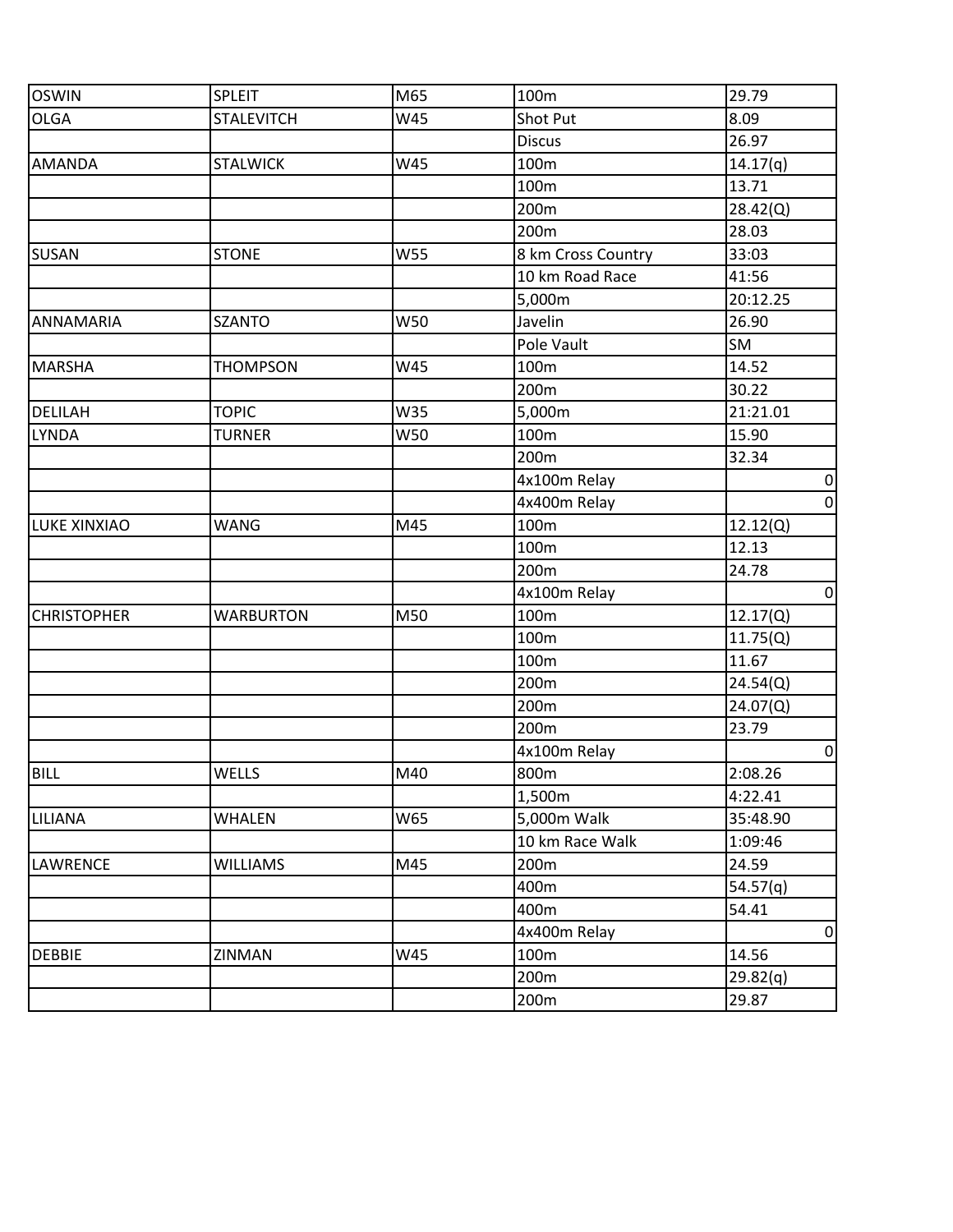| | | | | |
|---|---|---|---|---|
| OSWIN | SPLEIT | M65 | 100m | 29.79 |
| OLGA | STALEVITCH | W45 | Shot Put | 8.09 |
| | | | Discus | 26.97 |
| AMANDA | STALWICK | W45 | 100m | 14.17(q) |
| | | | 100m | 13.71 |
| | | | 200m | 28.42(Q) |
| | | | 200m | 28.03 |
| SUSAN | STONE | W55 | 8 km Cross Country | 33:03 |
| | | | 10 km Road Race | 41:56 |
| | | | 5,000m | 20:12.25 |
| ANNAMARIA | SZANTO | W50 | Javelin | 26.90 |
| | | | Pole Vault | SM |
| MARSHA | THOMPSON | W45 | 100m | 14.52 |
| | | | 200m | 30.22 |
| DELILAH | TOPIC | W35 | 5,000m | 21:21.01 |
| LYNDA | TURNER | W50 | 100m | 15.90 |
| | | | 200m | 32.34 |
| | | | 4x100m Relay | 0 |
| | | | 4x400m Relay | 0 |
| LUKE XINXIAO | WANG | M45 | 100m | 12.12(Q) |
| | | | 100m | 12.13 |
| | | | 200m | 24.78 |
| | | | 4x100m Relay | 0 |
| CHRISTOPHER | WARBURTON | M50 | 100m | 12.17(Q) |
| | | | 100m | 11.75(Q) |
| | | | 100m | 11.67 |
| | | | 200m | 24.54(Q) |
| | | | 200m | 24.07(Q) |
| | | | 200m | 23.79 |
| | | | 4x100m Relay | 0 |
| BILL | WELLS | M40 | 800m | 2:08.26 |
| | | | 1,500m | 4:22.41 |
| LILIANA | WHALEN | W65 | 5,000m Walk | 35:48.90 |
| | | | 10 km Race Walk | 1:09:46 |
| LAWRENCE | WILLIAMS | M45 | 200m | 24.59 |
| | | | 400m | 54.57(q) |
| | | | 400m | 54.41 |
| | | | 4x400m Relay | 0 |
| DEBBIE | ZINMAN | W45 | 100m | 14.56 |
| | | | 200m | 29.82(q) |
| | | | 200m | 29.87 |